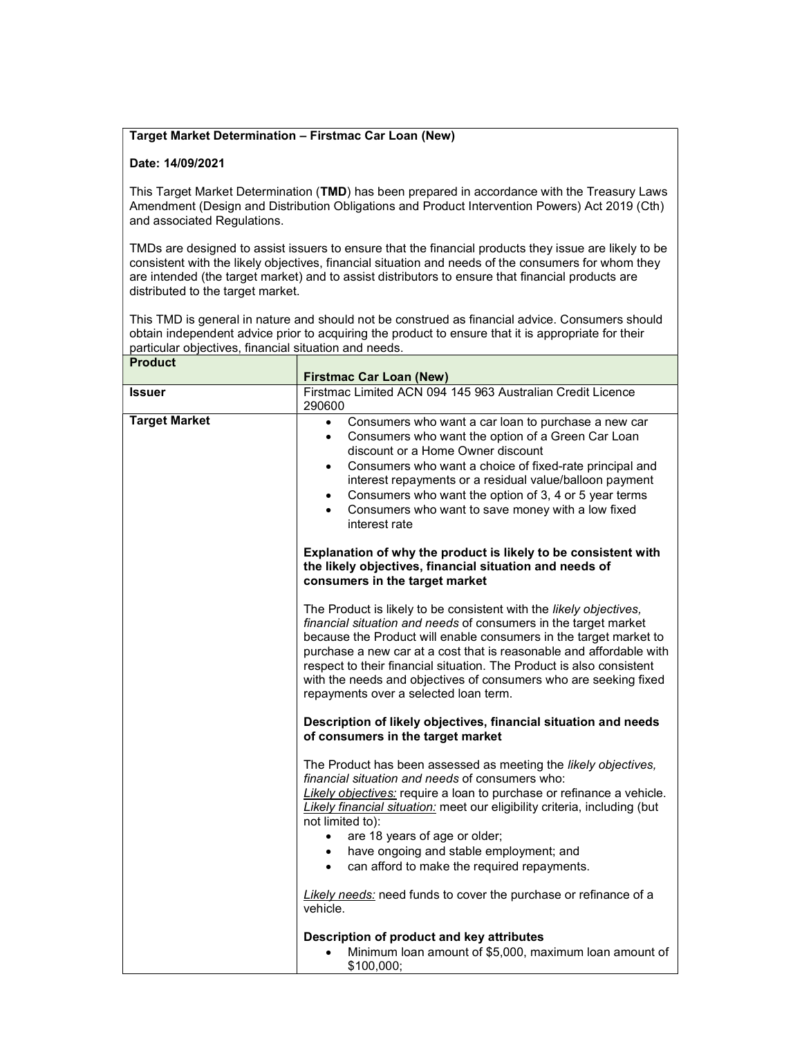**Target Market Determination – Firstmac Car Loan (New)**

**Date: 14/09/2021**

This Target Market Determination (**TMD**) has been prepared in accordance with the Treasury Laws Amendment (Design and Distribution Obligations and Product Intervention Powers) Act 2019 (Cth) and associated Regulations.

TMDs are designed to assist issuers to ensure that the financial products they issue are likely to be consistent with the likely objectives, financial situation and needs of the consumers for whom they are intended (the target market) and to assist distributors to ensure that financial products are distributed to the target market.

This TMD is general in nature and should not be construed as financial advice. Consumers should obtain independent advice prior to acquiring the product to ensure that it is appropriate for their particular objectives, financial situation and needs.

| **Product** | **Firstmac Car Loan (New)** |
|---|---|
| **Issuer** | Firstmac Limited ACN 094 145 963 Australian Credit Licence 290600 |
| **Target Market** | • Consumers who want a car loan to purchase a new car<br>• Consumers who want the option of a Green Car Loan discount or a Home Owner discount<br>• Consumers who want a choice of fixed-rate principal and interest repayments or a residual value/balloon payment<br>• Consumers who want the option of 3, 4 or 5 year terms<br>• Consumers who want to save money with a low fixed interest rate<br><br>**Explanation of why the product is likely to be consistent with the likely objectives, financial situation and needs of consumers in the target market**<br><br>The Product is likely to be consistent with the *likely objectives, financial situation and needs* of consumers in the target market because the Product will enable consumers in the target market to purchase a new car at a cost that is reasonable and affordable with respect to their financial situation. The Product is also consistent with the needs and objectives of consumers who are seeking fixed repayments over a selected loan term.<br><br>**Description of likely objectives, financial situation and needs of consumers in the target market**<br><br>The Product has been assessed as meeting the *likely objectives, financial situation and needs* of consumers who:<br>*Likely objectives:* require a loan to purchase or refinance a vehicle.<br>*Likely financial situation:* meet our eligibility criteria, including (but not limited to):<br>• are 18 years of age or older;<br>• have ongoing and stable employment; and<br>• can afford to make the required repayments.<br><br>*Likely needs:* need funds to cover the purchase or refinance of a vehicle.<br><br>**Description of product and key attributes**<br>• Minimum loan amount of $5,000, maximum loan amount of $100,000; |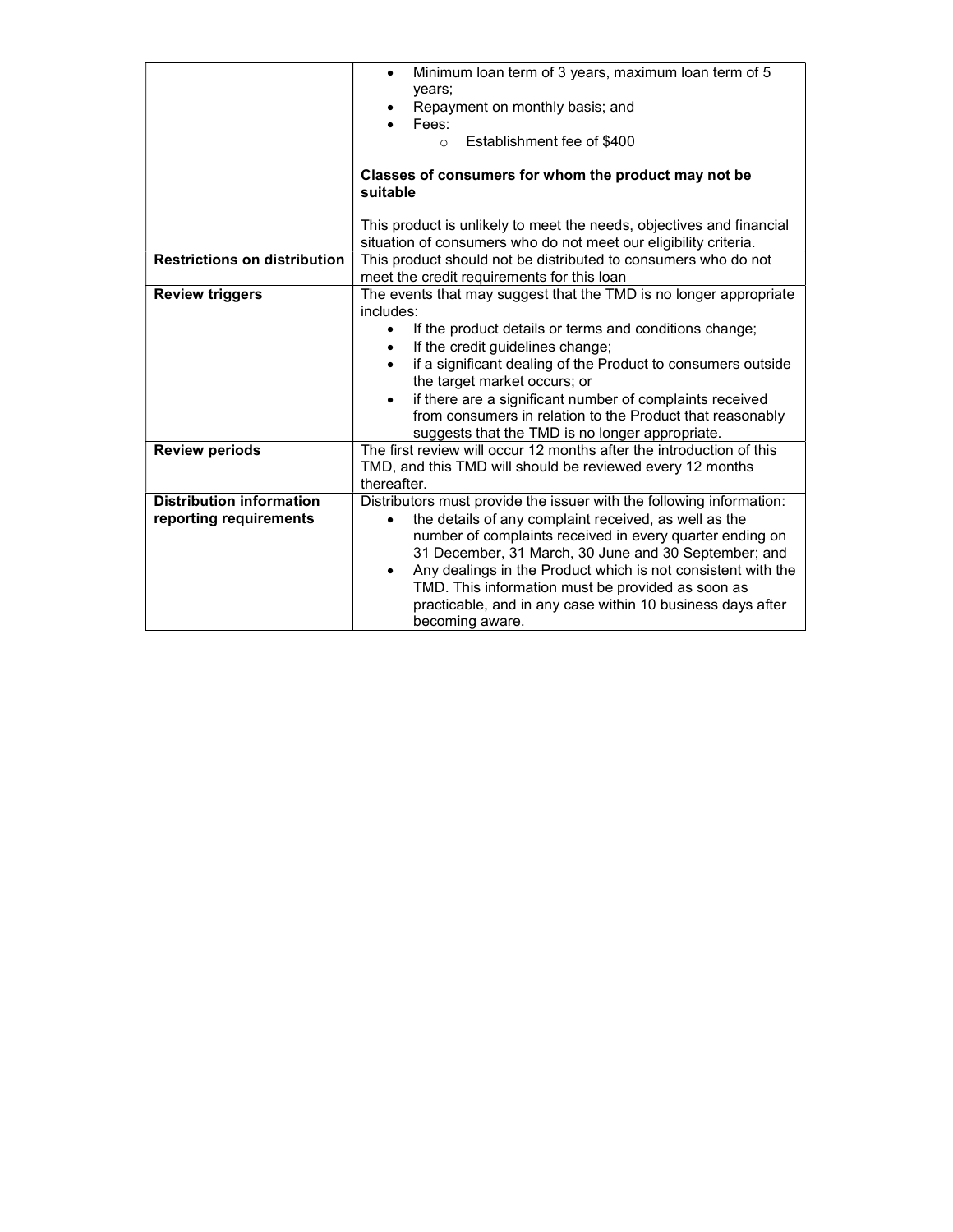| | |
|---|---|
| | • Minimum loan term of 3 years, maximum loan term of 5 years;<br>• Repayment on monthly basis; and<br>• Fees:<br>&nbsp;&nbsp;&nbsp;&nbsp;○ Establishment fee of $400<br><br>**Classes of consumers for whom the product may not be suitable**<br><br>This product is unlikely to meet the needs, objectives and financial situation of consumers who do not meet our eligibility criteria. |
| **Restrictions on distribution** | This product should not be distributed to consumers who do not meet the credit requirements for this loan |
| **Review triggers** | The events that may suggest that the TMD is no longer appropriate includes:<br>• If the product details or terms and conditions change;<br>• If the credit guidelines change;<br>• if a significant dealing of the Product to consumers outside the target market occurs; or<br>• if there are a significant number of complaints received from consumers in relation to the Product that reasonably suggests that the TMD is no longer appropriate. |
| **Review periods** | The first review will occur 12 months after the introduction of this TMD, and this TMD will should be reviewed every 12 months thereafter. |
| **Distribution information reporting requirements** | Distributors must provide the issuer with the following information:<br>• the details of any complaint received, as well as the number of complaints received in every quarter ending on 31 December, 31 March, 30 June and 30 September; and<br>• Any dealings in the Product which is not consistent with the TMD. This information must be provided as soon as practicable, and in any case within 10 business days after becoming aware. |